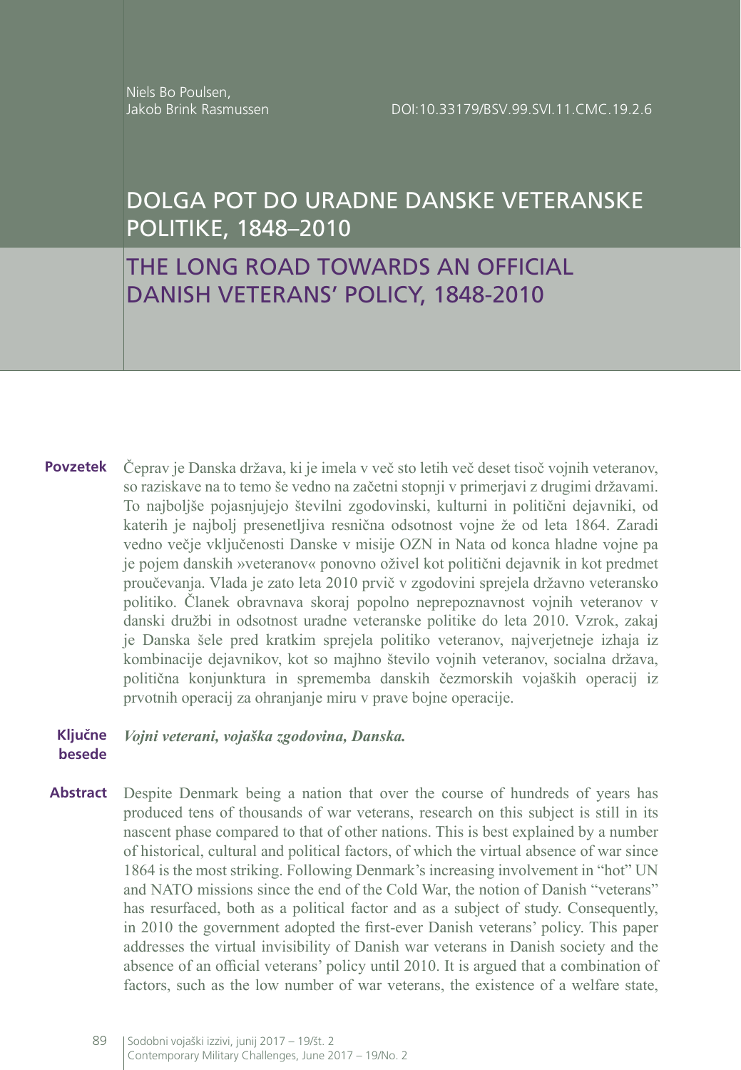Niels Bo Poulsen,
Jakob Brink Rasmussen

DOI:10.33179/BSV.99.SVI.11.CMC.19.2.6

# DOLGA POT DO URADNE DANSKE VETERANSKE POLITIKE, 1848–2010

# THE LONG ROAD TOWARDS AN OFFICIAL DANISH VETERANS' POLICY, 1848-2010

**Povzetek** Čeprav je Danska država, ki je imela v več sto letih več deset tisoč vojnih veteranov, so raziskave na to temo še vedno na začetni stopnji v primerjavi z drugimi državami. To najboljše pojasnjujejo številni zgodovinski, kulturni in politični dejavniki, od katerih je najbolj presenetljiva resnična odsotnost vojne že od leta 1864. Zaradi vedno večje vključenosti Danske v misije OZN in Nata od konca hladne vojne pa je pojem danskih »veteranov« ponovno oživel kot politični dejavnik in kot predmet proučevanja. Vlada je zato leta 2010 prvič v zgodovini sprejela državno veteransko politiko. Članek obravnava skoraj popolno neprepoznavnost vojnih veteranov v danski družbi in odsotnost uradne veteranske politike do leta 2010. Vzrok, zakaj je Danska šele pred kratkim sprejela politiko veteranov, najverjetneje izhaja iz kombinacije dejavnikov, kot so majhno število vojnih veteranov, socialna država, politična konjunktura in sprememba danskih čezmorskih vojaških operacij iz prvotnih operacij za ohranjanje miru v prave bojne operacije.

**Ključne besede** *Vojni veterani, vojaška zgodovina, Danska.*

**Abstract** Despite Denmark being a nation that over the course of hundreds of years has produced tens of thousands of war veterans, research on this subject is still in its nascent phase compared to that of other nations. This is best explained by a number of historical, cultural and political factors, of which the virtual absence of war since 1864 is the most striking. Following Denmark's increasing involvement in "hot" UN and NATO missions since the end of the Cold War, the notion of Danish "veterans" has resurfaced, both as a political factor and as a subject of study. Consequently, in 2010 the government adopted the first-ever Danish veterans' policy. This paper addresses the virtual invisibility of Danish war veterans in Danish society and the absence of an official veterans' policy until 2010. It is argued that a combination of factors, such as the low number of war veterans, the existence of a welfare state,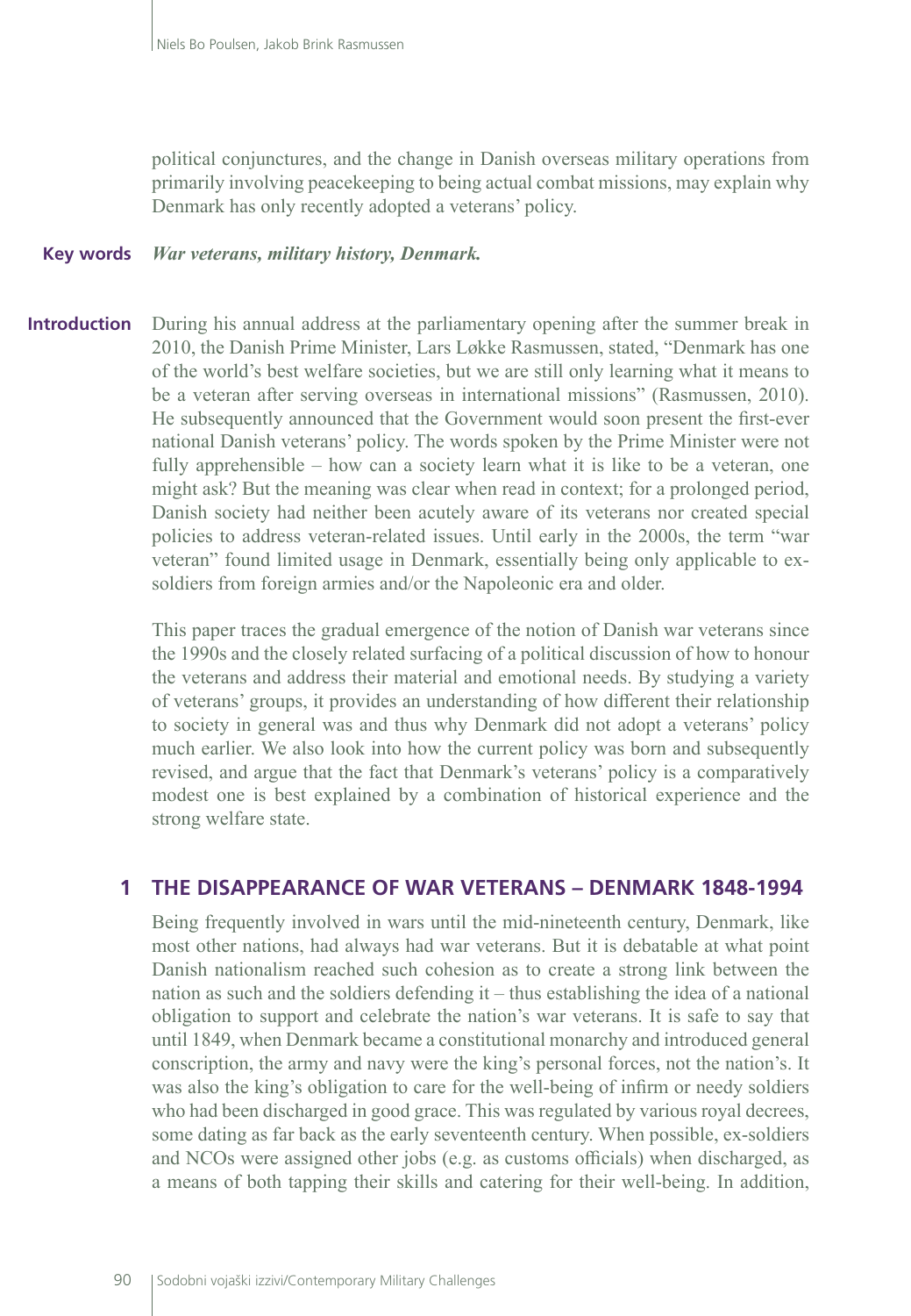political conjunctures, and the change in Danish overseas military operations from primarily involving peacekeeping to being actual combat missions, may explain why Denmark has only recently adopted a veterans' policy.

**Key words** *War veterans, military history, Denmark.*

**Introduction**

During his annual address at the parliamentary opening after the summer break in 2010, the Danish Prime Minister, Lars Løkke Rasmussen, stated, "Denmark has one of the world's best welfare societies, but we are still only learning what it means to be a veteran after serving overseas in international missions" (Rasmussen, 2010). He subsequently announced that the Government would soon present the first-ever national Danish veterans' policy. The words spoken by the Prime Minister were not fully apprehensible – how can a society learn what it is like to be a veteran, one might ask? But the meaning was clear when read in context; for a prolonged period, Danish society had neither been acutely aware of its veterans nor created special policies to address veteran-related issues. Until early in the 2000s, the term "war veteran" found limited usage in Denmark, essentially being only applicable to ex-soldiers from foreign armies and/or the Napoleonic era and older.

This paper traces the gradual emergence of the notion of Danish war veterans since the 1990s and the closely related surfacing of a political discussion of how to honour the veterans and address their material and emotional needs. By studying a variety of veterans' groups, it provides an understanding of how different their relationship to society in general was and thus why Denmark did not adopt a veterans' policy much earlier. We also look into how the current policy was born and subsequently revised, and argue that the fact that Denmark's veterans' policy is a comparatively modest one is best explained by a combination of historical experience and the strong welfare state.

## 1 THE DISAPPEARANCE OF WAR VETERANS – DENMARK 1848-1994

Being frequently involved in wars until the mid-nineteenth century, Denmark, like most other nations, had always had war veterans. But it is debatable at what point Danish nationalism reached such cohesion as to create a strong link between the nation as such and the soldiers defending it – thus establishing the idea of a national obligation to support and celebrate the nation's war veterans. It is safe to say that until 1849, when Denmark became a constitutional monarchy and introduced general conscription, the army and navy were the king's personal forces, not the nation's. It was also the king's obligation to care for the well-being of infirm or needy soldiers who had been discharged in good grace. This was regulated by various royal decrees, some dating as far back as the early seventeenth century. When possible, ex-soldiers and NCOs were assigned other jobs (e.g. as customs officials) when discharged, as a means of both tapping their skills and catering for their well-being. In addition,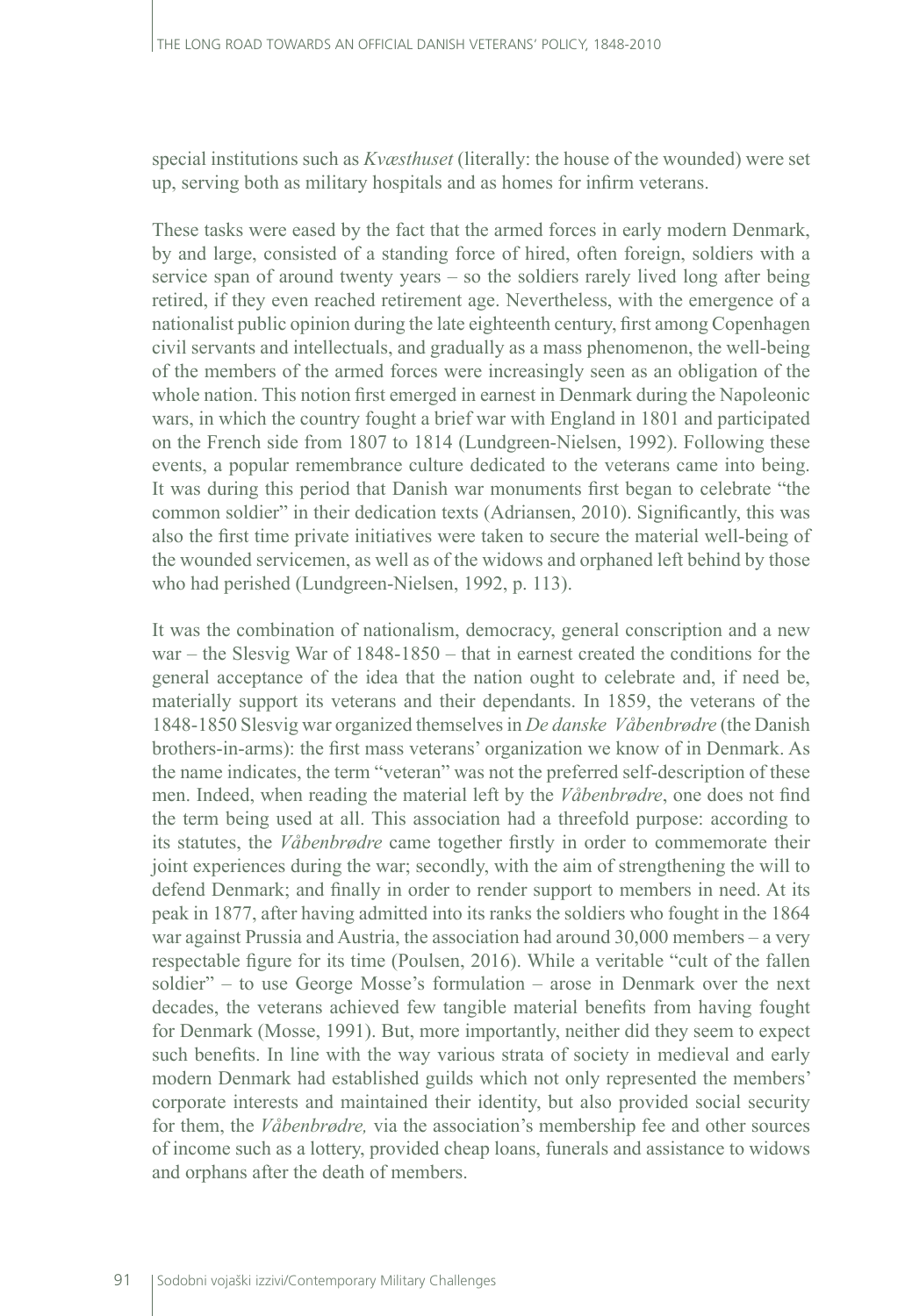special institutions such as *Kvæsthuset* (literally: the house of the wounded) were set up, serving both as military hospitals and as homes for infirm veterans.

These tasks were eased by the fact that the armed forces in early modern Denmark, by and large, consisted of a standing force of hired, often foreign, soldiers with a service span of around twenty years – so the soldiers rarely lived long after being retired, if they even reached retirement age. Nevertheless, with the emergence of a nationalist public opinion during the late eighteenth century, first among Copenhagen civil servants and intellectuals, and gradually as a mass phenomenon, the well-being of the members of the armed forces were increasingly seen as an obligation of the whole nation. This notion first emerged in earnest in Denmark during the Napoleonic wars, in which the country fought a brief war with England in 1801 and participated on the French side from 1807 to 1814 (Lundgreen-Nielsen, 1992). Following these events, a popular remembrance culture dedicated to the veterans came into being. It was during this period that Danish war monuments first began to celebrate "the common soldier" in their dedication texts (Adriansen, 2010). Significantly, this was also the first time private initiatives were taken to secure the material well-being of the wounded servicemen, as well as of the widows and orphaned left behind by those who had perished (Lundgreen-Nielsen, 1992, p. 113).

It was the combination of nationalism, democracy, general conscription and a new war – the Slesvig War of 1848-1850 – that in earnest created the conditions for the general acceptance of the idea that the nation ought to celebrate and, if need be, materially support its veterans and their dependants. In 1859, the veterans of the 1848-1850 Slesvig war organized themselves in *De danske Våbenbrødre* (the Danish brothers-in-arms): the first mass veterans' organization we know of in Denmark. As the name indicates, the term "veteran" was not the preferred self-description of these men. Indeed, when reading the material left by the *Våbenbrødre*, one does not find the term being used at all. This association had a threefold purpose: according to its statutes, the *Våbenbrødre* came together firstly in order to commemorate their joint experiences during the war; secondly, with the aim of strengthening the will to defend Denmark; and finally in order to render support to members in need. At its peak in 1877, after having admitted into its ranks the soldiers who fought in the 1864 war against Prussia and Austria, the association had around 30,000 members – a very respectable figure for its time (Poulsen, 2016). While a veritable "cult of the fallen soldier" – to use George Mosse's formulation – arose in Denmark over the next decades, the veterans achieved few tangible material benefits from having fought for Denmark (Mosse, 1991). But, more importantly, neither did they seem to expect such benefits. In line with the way various strata of society in medieval and early modern Denmark had established guilds which not only represented the members' corporate interests and maintained their identity, but also provided social security for them, the *Våbenbrødre,* via the association's membership fee and other sources of income such as a lottery, provided cheap loans, funerals and assistance to widows and orphans after the death of members.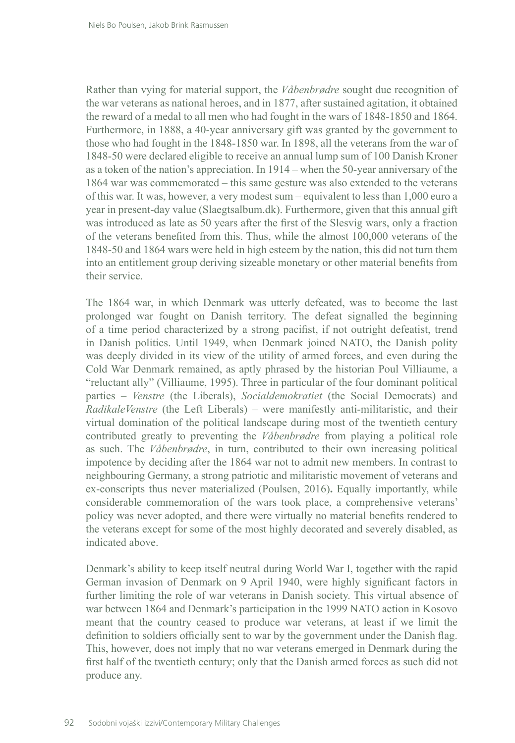Rather than vying for material support, the *Våbenbrødre* sought due recognition of the war veterans as national heroes, and in 1877, after sustained agitation, it obtained the reward of a medal to all men who had fought in the wars of 1848-1850 and 1864. Furthermore, in 1888, a 40-year anniversary gift was granted by the government to those who had fought in the 1848-1850 war. In 1898, all the veterans from the war of 1848-50 were declared eligible to receive an annual lump sum of 100 Danish Kroner as a token of the nation's appreciation. In 1914 – when the 50-year anniversary of the 1864 war was commemorated – this same gesture was also extended to the veterans of this war. It was, however, a very modest sum – equivalent to less than 1,000 euro a year in present-day value (Slaegtsalbum.dk). Furthermore, given that this annual gift was introduced as late as 50 years after the first of the Slesvig wars, only a fraction of the veterans benefited from this. Thus, while the almost 100,000 veterans of the 1848-50 and 1864 wars were held in high esteem by the nation, this did not turn them into an entitlement group deriving sizeable monetary or other material benefits from their service.

The 1864 war, in which Denmark was utterly defeated, was to become the last prolonged war fought on Danish territory. The defeat signalled the beginning of a time period characterized by a strong pacifist, if not outright defeatist, trend in Danish politics. Until 1949, when Denmark joined NATO, the Danish polity was deeply divided in its view of the utility of armed forces, and even during the Cold War Denmark remained, as aptly phrased by the historian Poul Villiaume, a "reluctant ally" (Villiaume, 1995). Three in particular of the four dominant political parties – *Venstre* (the Liberals), *Socialdemokratiet* (the Social Democrats) and *RadikaleVenstre* (the Left Liberals) – were manifestly anti-militaristic, and their virtual domination of the political landscape during most of the twentieth century contributed greatly to preventing the *Våbenbrødre* from playing a political role as such. The *Våbenbrødre*, in turn, contributed to their own increasing political impotence by deciding after the 1864 war not to admit new members. In contrast to neighbouring Germany, a strong patriotic and militaristic movement of veterans and ex-conscripts thus never materialized (Poulsen, 2016). Equally importantly, while considerable commemoration of the wars took place, a comprehensive veterans' policy was never adopted, and there were virtually no material benefits rendered to the veterans except for some of the most highly decorated and severely disabled, as indicated above.

Denmark's ability to keep itself neutral during World War I, together with the rapid German invasion of Denmark on 9 April 1940, were highly significant factors in further limiting the role of war veterans in Danish society. This virtual absence of war between 1864 and Denmark's participation in the 1999 NATO action in Kosovo meant that the country ceased to produce war veterans, at least if we limit the definition to soldiers officially sent to war by the government under the Danish flag. This, however, does not imply that no war veterans emerged in Denmark during the first half of the twentieth century; only that the Danish armed forces as such did not produce any.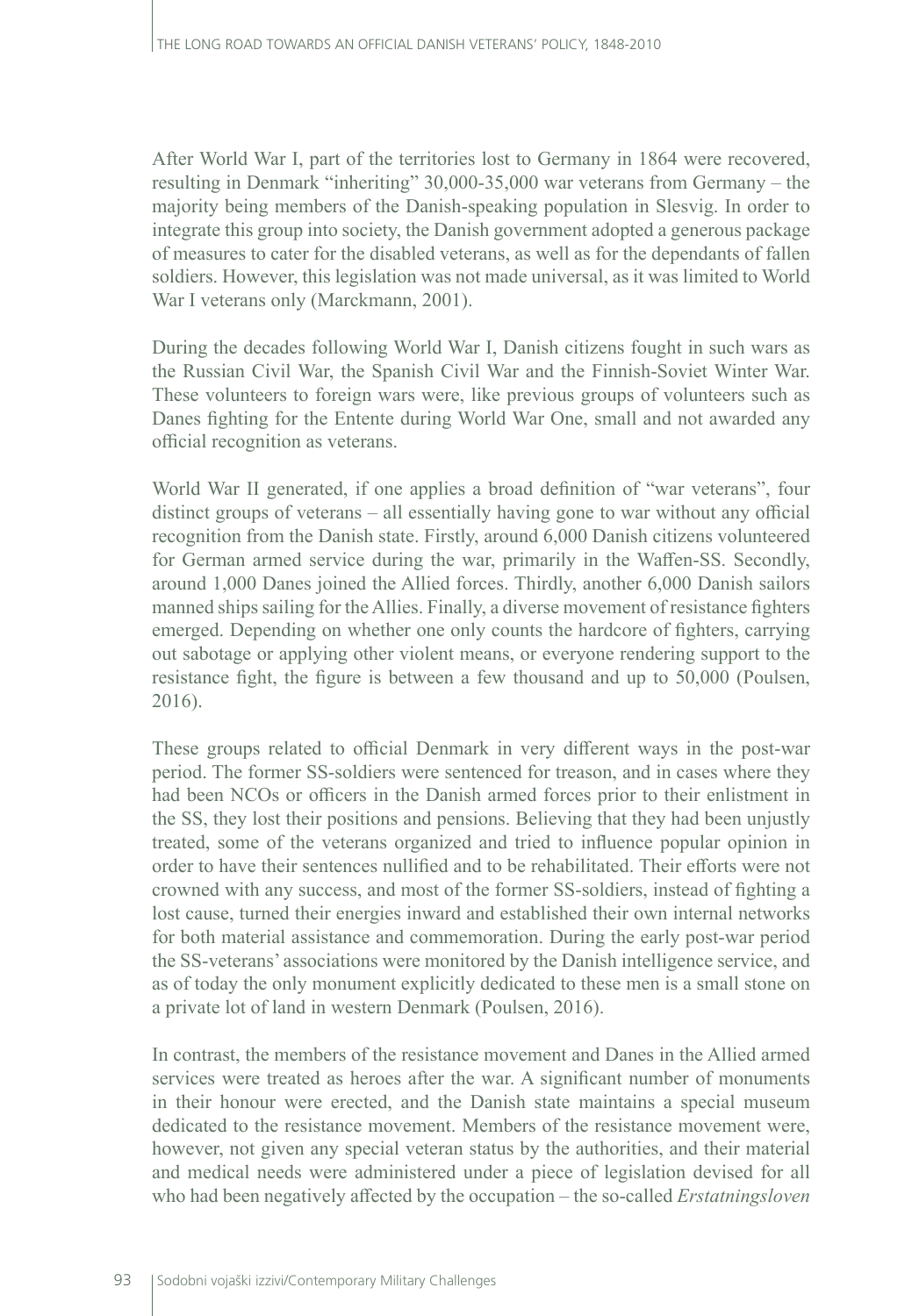After World War I, part of the territories lost to Germany in 1864 were recovered, resulting in Denmark "inheriting" 30,000-35,000 war veterans from Germany – the majority being members of the Danish-speaking population in Slesvig. In order to integrate this group into society, the Danish government adopted a generous package of measures to cater for the disabled veterans, as well as for the dependants of fallen soldiers. However, this legislation was not made universal, as it was limited to World War I veterans only (Marckmann, 2001).

During the decades following World War I, Danish citizens fought in such wars as the Russian Civil War, the Spanish Civil War and the Finnish-Soviet Winter War. These volunteers to foreign wars were, like previous groups of volunteers such as Danes fighting for the Entente during World War One, small and not awarded any official recognition as veterans.

World War II generated, if one applies a broad definition of "war veterans", four distinct groups of veterans – all essentially having gone to war without any official recognition from the Danish state. Firstly, around 6,000 Danish citizens volunteered for German armed service during the war, primarily in the Waffen-SS. Secondly, around 1,000 Danes joined the Allied forces. Thirdly, another 6,000 Danish sailors manned ships sailing for the Allies. Finally, a diverse movement of resistance fighters emerged. Depending on whether one only counts the hardcore of fighters, carrying out sabotage or applying other violent means, or everyone rendering support to the resistance fight, the figure is between a few thousand and up to 50,000 (Poulsen, 2016).

These groups related to official Denmark in very different ways in the post-war period. The former SS-soldiers were sentenced for treason, and in cases where they had been NCOs or officers in the Danish armed forces prior to their enlistment in the SS, they lost their positions and pensions. Believing that they had been unjustly treated, some of the veterans organized and tried to influence popular opinion in order to have their sentences nullified and to be rehabilitated. Their efforts were not crowned with any success, and most of the former SS-soldiers, instead of fighting a lost cause, turned their energies inward and established their own internal networks for both material assistance and commemoration. During the early post-war period the SS-veterans' associations were monitored by the Danish intelligence service, and as of today the only monument explicitly dedicated to these men is a small stone on a private lot of land in western Denmark (Poulsen, 2016).

In contrast, the members of the resistance movement and Danes in the Allied armed services were treated as heroes after the war. A significant number of monuments in their honour were erected, and the Danish state maintains a special museum dedicated to the resistance movement. Members of the resistance movement were, however, not given any special veteran status by the authorities, and their material and medical needs were administered under a piece of legislation devised for all who had been negatively affected by the occupation – the so-called *Erstatningsloven*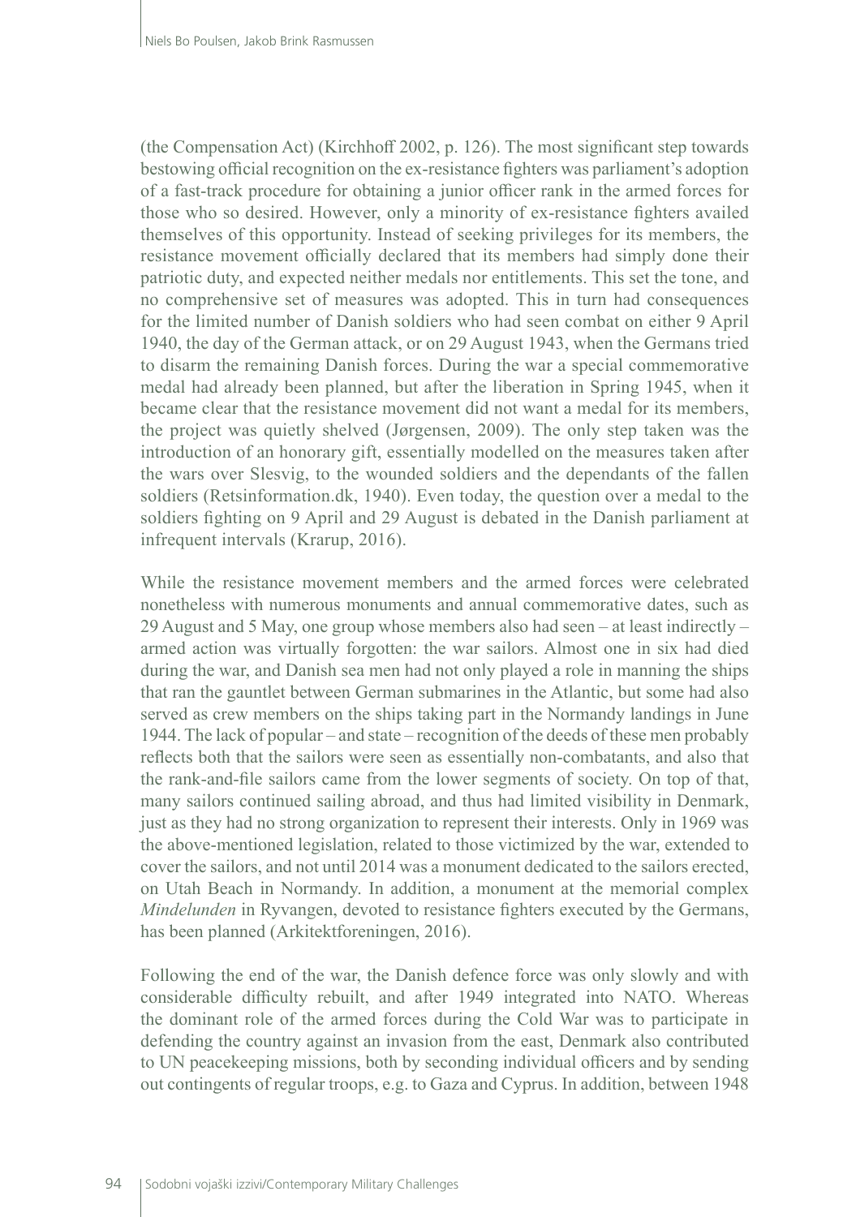(the Compensation Act) (Kirchhoff 2002, p. 126). The most significant step towards bestowing official recognition on the ex-resistance fighters was parliament's adoption of a fast-track procedure for obtaining a junior officer rank in the armed forces for those who so desired. However, only a minority of ex-resistance fighters availed themselves of this opportunity. Instead of seeking privileges for its members, the resistance movement officially declared that its members had simply done their patriotic duty, and expected neither medals nor entitlements. This set the tone, and no comprehensive set of measures was adopted. This in turn had consequences for the limited number of Danish soldiers who had seen combat on either 9 April 1940, the day of the German attack, or on 29 August 1943, when the Germans tried to disarm the remaining Danish forces. During the war a special commemorative medal had already been planned, but after the liberation in Spring 1945, when it became clear that the resistance movement did not want a medal for its members, the project was quietly shelved (Jørgensen, 2009). The only step taken was the introduction of an honorary gift, essentially modelled on the measures taken after the wars over Slesvig, to the wounded soldiers and the dependants of the fallen soldiers (Retsinformation.dk, 1940). Even today, the question over a medal to the soldiers fighting on 9 April and 29 August is debated in the Danish parliament at infrequent intervals (Krarup, 2016).

While the resistance movement members and the armed forces were celebrated nonetheless with numerous monuments and annual commemorative dates, such as 29 August and 5 May, one group whose members also had seen – at least indirectly – armed action was virtually forgotten: the war sailors. Almost one in six had died during the war, and Danish sea men had not only played a role in manning the ships that ran the gauntlet between German submarines in the Atlantic, but some had also served as crew members on the ships taking part in the Normandy landings in June 1944. The lack of popular – and state – recognition of the deeds of these men probably reflects both that the sailors were seen as essentially non-combatants, and also that the rank-and-file sailors came from the lower segments of society. On top of that, many sailors continued sailing abroad, and thus had limited visibility in Denmark, just as they had no strong organization to represent their interests. Only in 1969 was the above-mentioned legislation, related to those victimized by the war, extended to cover the sailors, and not until 2014 was a monument dedicated to the sailors erected, on Utah Beach in Normandy. In addition, a monument at the memorial complex *Mindelunden* in Ryvangen, devoted to resistance fighters executed by the Germans, has been planned (Arkitektforeningen, 2016).

Following the end of the war, the Danish defence force was only slowly and with considerable difficulty rebuilt, and after 1949 integrated into NATO. Whereas the dominant role of the armed forces during the Cold War was to participate in defending the country against an invasion from the east, Denmark also contributed to UN peacekeeping missions, both by seconding individual officers and by sending out contingents of regular troops, e.g. to Gaza and Cyprus. In addition, between 1948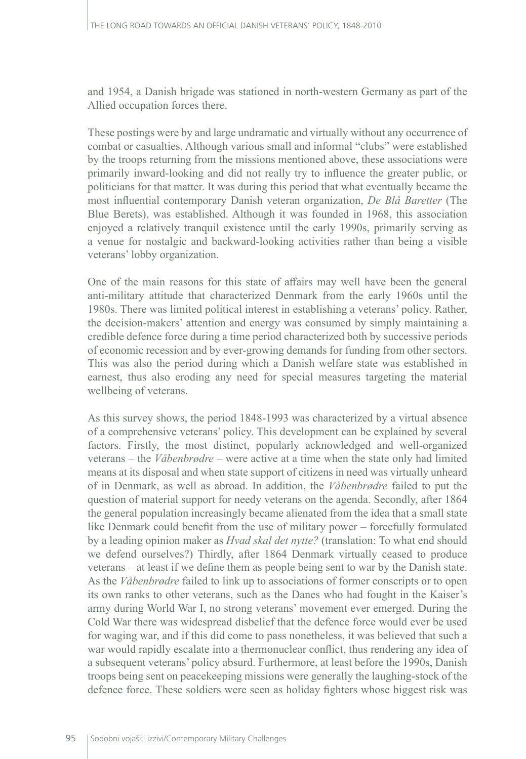and 1954, a Danish brigade was stationed in north-western Germany as part of the Allied occupation forces there.

These postings were by and large undramatic and virtually without any occurrence of combat or casualties. Although various small and informal "clubs" were established by the troops returning from the missions mentioned above, these associations were primarily inward-looking and did not really try to influence the greater public, or politicians for that matter. It was during this period that what eventually became the most influential contemporary Danish veteran organization, *De Blå Baretter* (The Blue Berets), was established. Although it was founded in 1968, this association enjoyed a relatively tranquil existence until the early 1990s, primarily serving as a venue for nostalgic and backward-looking activities rather than being a visible veterans' lobby organization.

One of the main reasons for this state of affairs may well have been the general anti-military attitude that characterized Denmark from the early 1960s until the 1980s. There was limited political interest in establishing a veterans' policy. Rather, the decision-makers' attention and energy was consumed by simply maintaining a credible defence force during a time period characterized both by successive periods of economic recession and by ever-growing demands for funding from other sectors. This was also the period during which a Danish welfare state was established in earnest, thus also eroding any need for special measures targeting the material wellbeing of veterans.

As this survey shows, the period 1848-1993 was characterized by a virtual absence of a comprehensive veterans' policy. This development can be explained by several factors. Firstly, the most distinct, popularly acknowledged and well-organized veterans – the *Våbenbrødre* – were active at a time when the state only had limited means at its disposal and when state support of citizens in need was virtually unheard of in Denmark, as well as abroad. In addition, the *Våbenbrødre* failed to put the question of material support for needy veterans on the agenda. Secondly, after 1864 the general population increasingly became alienated from the idea that a small state like Denmark could benefit from the use of military power – forcefully formulated by a leading opinion maker as *Hvad skal det nytte?* (translation: To what end should we defend ourselves?) Thirdly, after 1864 Denmark virtually ceased to produce veterans – at least if we define them as people being sent to war by the Danish state. As the *Våbenbrødre* failed to link up to associations of former conscripts or to open its own ranks to other veterans, such as the Danes who had fought in the Kaiser's army during World War I, no strong veterans' movement ever emerged. During the Cold War there was widespread disbelief that the defence force would ever be used for waging war, and if this did come to pass nonetheless, it was believed that such a war would rapidly escalate into a thermonuclear conflict, thus rendering any idea of a subsequent veterans' policy absurd. Furthermore, at least before the 1990s, Danish troops being sent on peacekeeping missions were generally the laughing-stock of the defence force. These soldiers were seen as holiday fighters whose biggest risk was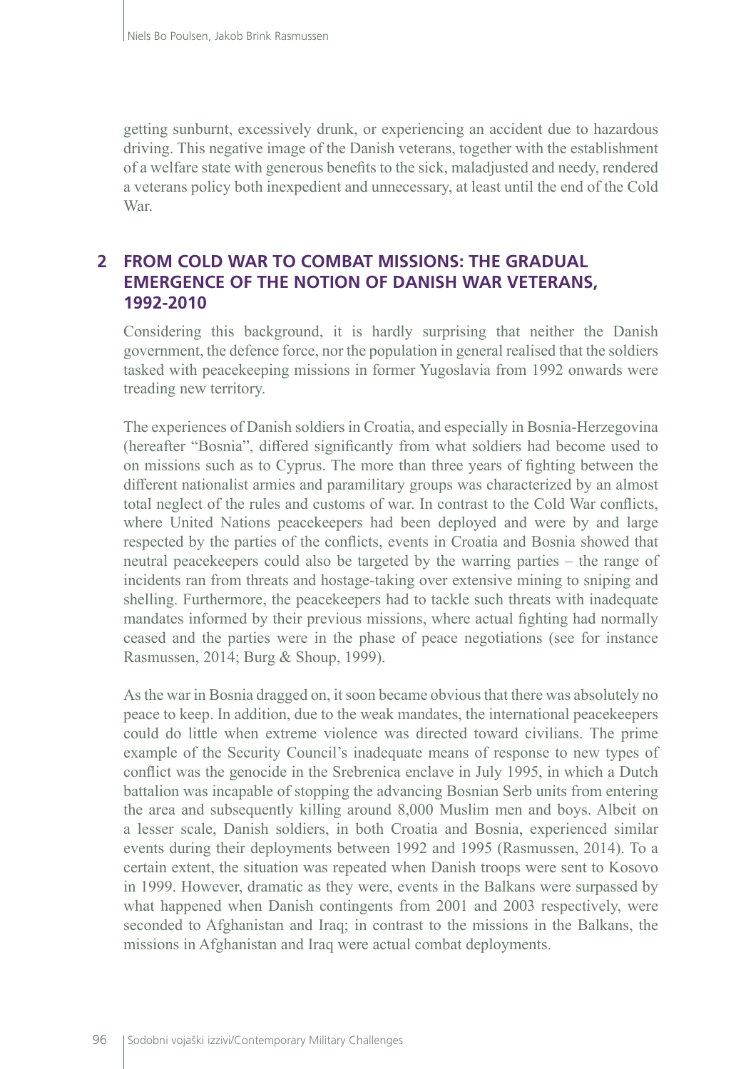getting sunburnt, excessively drunk, or experiencing an accident due to hazardous driving. This negative image of the Danish veterans, together with the establishment of a welfare state with generous benefits to the sick, maladjusted and needy, rendered a veterans policy both inexpedient and unnecessary, at least until the end of the Cold War.

## 2 FROM COLD WAR TO COMBAT MISSIONS: THE GRADUAL EMERGENCE OF THE NOTION OF DANISH WAR VETERANS, 1992-2010

Considering this background, it is hardly surprising that neither the Danish government, the defence force, nor the population in general realised that the soldiers tasked with peacekeeping missions in former Yugoslavia from 1992 onwards were treading new territory.

The experiences of Danish soldiers in Croatia, and especially in Bosnia-Herzegovina (hereafter "Bosnia", differed significantly from what soldiers had become used to on missions such as to Cyprus. The more than three years of fighting between the different nationalist armies and paramilitary groups was characterized by an almost total neglect of the rules and customs of war. In contrast to the Cold War conflicts, where United Nations peacekeepers had been deployed and were by and large respected by the parties of the conflicts, events in Croatia and Bosnia showed that neutral peacekeepers could also be targeted by the warring parties – the range of incidents ran from threats and hostage-taking over extensive mining to sniping and shelling. Furthermore, the peacekeepers had to tackle such threats with inadequate mandates informed by their previous missions, where actual fighting had normally ceased and the parties were in the phase of peace negotiations (see for instance Rasmussen, 2014; Burg & Shoup, 1999).

As the war in Bosnia dragged on, it soon became obvious that there was absolutely no peace to keep. In addition, due to the weak mandates, the international peacekeepers could do little when extreme violence was directed toward civilians. The prime example of the Security Council's inadequate means of response to new types of conflict was the genocide in the Srebrenica enclave in July 1995, in which a Dutch battalion was incapable of stopping the advancing Bosnian Serb units from entering the area and subsequently killing around 8,000 Muslim men and boys. Albeit on a lesser scale, Danish soldiers, in both Croatia and Bosnia, experienced similar events during their deployments between 1992 and 1995 (Rasmussen, 2014). To a certain extent, the situation was repeated when Danish troops were sent to Kosovo in 1999. However, dramatic as they were, events in the Balkans were surpassed by what happened when Danish contingents from 2001 and 2003 respectively, were seconded to Afghanistan and Iraq; in contrast to the missions in the Balkans, the missions in Afghanistan and Iraq were actual combat deployments.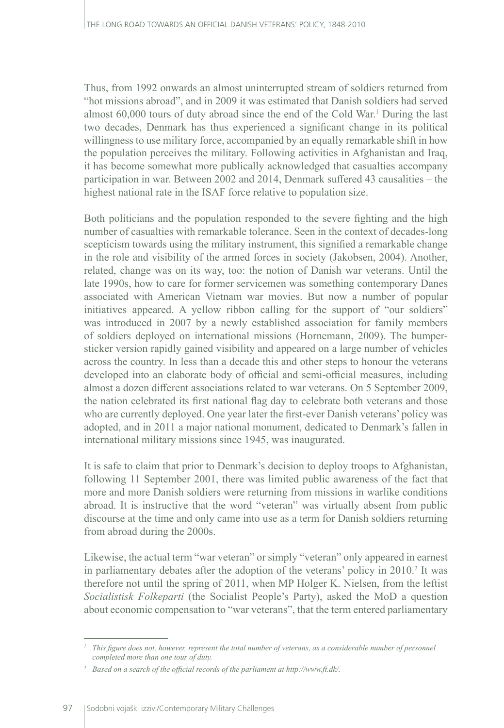Thus, from 1992 onwards an almost uninterrupted stream of soldiers returned from "hot missions abroad", and in 2009 it was estimated that Danish soldiers had served almost 60,000 tours of duty abroad since the end of the Cold War.[1] During the last two decades, Denmark has thus experienced a significant change in its political willingness to use military force, accompanied by an equally remarkable shift in how the population perceives the military. Following activities in Afghanistan and Iraq, it has become somewhat more publically acknowledged that casualties accompany participation in war. Between 2002 and 2014, Denmark suffered 43 causalities – the highest national rate in the ISAF force relative to population size.

Both politicians and the population responded to the severe fighting and the high number of casualties with remarkable tolerance. Seen in the context of decades-long scepticism towards using the military instrument, this signified a remarkable change in the role and visibility of the armed forces in society (Jakobsen, 2004). Another, related, change was on its way, too: the notion of Danish war veterans. Until the late 1990s, how to care for former servicemen was something contemporary Danes associated with American Vietnam war movies. But now a number of popular initiatives appeared. A yellow ribbon calling for the support of "our soldiers" was introduced in 2007 by a newly established association for family members of soldiers deployed on international missions (Hornemann, 2009). The bumper-sticker version rapidly gained visibility and appeared on a large number of vehicles across the country. In less than a decade this and other steps to honour the veterans developed into an elaborate body of official and semi-official measures, including almost a dozen different associations related to war veterans. On 5 September 2009, the nation celebrated its first national flag day to celebrate both veterans and those who are currently deployed. One year later the first-ever Danish veterans' policy was adopted, and in 2011 a major national monument, dedicated to Denmark's fallen in international military missions since 1945, was inaugurated.

It is safe to claim that prior to Denmark's decision to deploy troops to Afghanistan, following 11 September 2001, there was limited public awareness of the fact that more and more Danish soldiers were returning from missions in warlike conditions abroad. It is instructive that the word "veteran" was virtually absent from public discourse at the time and only came into use as a term for Danish soldiers returning from abroad during the 2000s.

Likewise, the actual term "war veteran" or simply "veteran" only appeared in earnest in parliamentary debates after the adoption of the veterans' policy in 2010.[2] It was therefore not until the spring of 2011, when MP Holger K. Nielsen, from the leftist *Socialistisk Folkeparti* (the Socialist People's Party), asked the MoD a question about economic compensation to "war veterans", that the term entered parliamentary

---

[1] *This figure does not, however, represent the total number of veterans, as a considerable number of personnel completed more than one tour of duty.*

[2] *Based on a search of the official records of the parliament at http://www.ft.dk/.*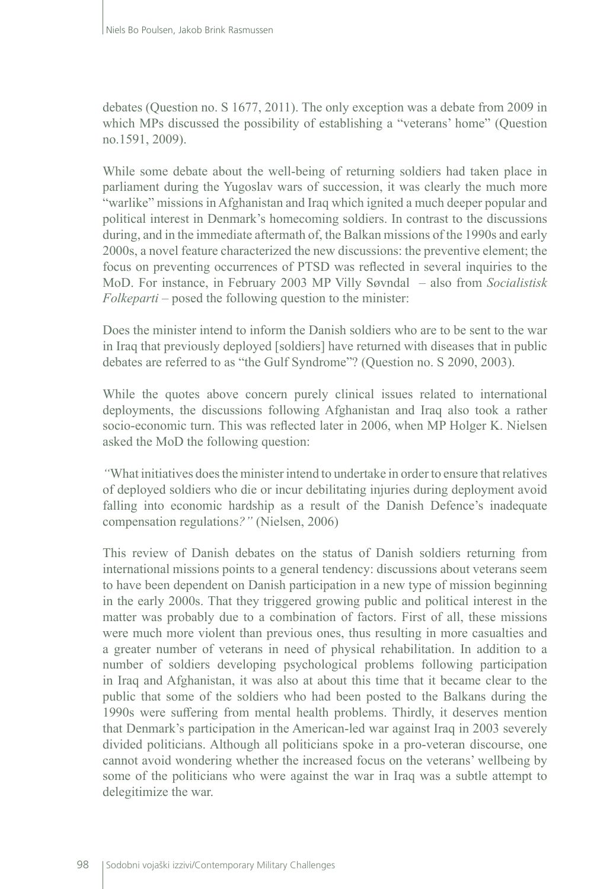debates (Question no. S 1677, 2011). The only exception was a debate from 2009 in which MPs discussed the possibility of establishing a "veterans' home" (Question no.1591, 2009).

While some debate about the well-being of returning soldiers had taken place in parliament during the Yugoslav wars of succession, it was clearly the much more "warlike" missions in Afghanistan and Iraq which ignited a much deeper popular and political interest in Denmark's homecoming soldiers. In contrast to the discussions during, and in the immediate aftermath of, the Balkan missions of the 1990s and early 2000s, a novel feature characterized the new discussions: the preventive element; the focus on preventing occurrences of PTSD was reflected in several inquiries to the MoD. For instance, in February 2003 MP Villy Søvndal – also from *Socialistisk Folkeparti* – posed the following question to the minister:

Does the minister intend to inform the Danish soldiers who are to be sent to the war in Iraq that previously deployed [soldiers] have returned with diseases that in public debates are referred to as "the Gulf Syndrome"? (Question no. S 2090, 2003).

While the quotes above concern purely clinical issues related to international deployments, the discussions following Afghanistan and Iraq also took a rather socio-economic turn. This was reflected later in 2006, when MP Holger K. Nielsen asked the MoD the following question:

*"*What initiatives does the minister intend to undertake in order to ensure that relatives of deployed soldiers who die or incur debilitating injuries during deployment avoid falling into economic hardship as a result of the Danish Defence's inadequate compensation regulations*?"* (Nielsen, 2006)

This review of Danish debates on the status of Danish soldiers returning from international missions points to a general tendency: discussions about veterans seem to have been dependent on Danish participation in a new type of mission beginning in the early 2000s. That they triggered growing public and political interest in the matter was probably due to a combination of factors. First of all, these missions were much more violent than previous ones, thus resulting in more casualties and a greater number of veterans in need of physical rehabilitation. In addition to a number of soldiers developing psychological problems following participation in Iraq and Afghanistan, it was also at about this time that it became clear to the public that some of the soldiers who had been posted to the Balkans during the 1990s were suffering from mental health problems. Thirdly, it deserves mention that Denmark's participation in the American-led war against Iraq in 2003 severely divided politicians. Although all politicians spoke in a pro-veteran discourse, one cannot avoid wondering whether the increased focus on the veterans' wellbeing by some of the politicians who were against the war in Iraq was a subtle attempt to delegitimize the war.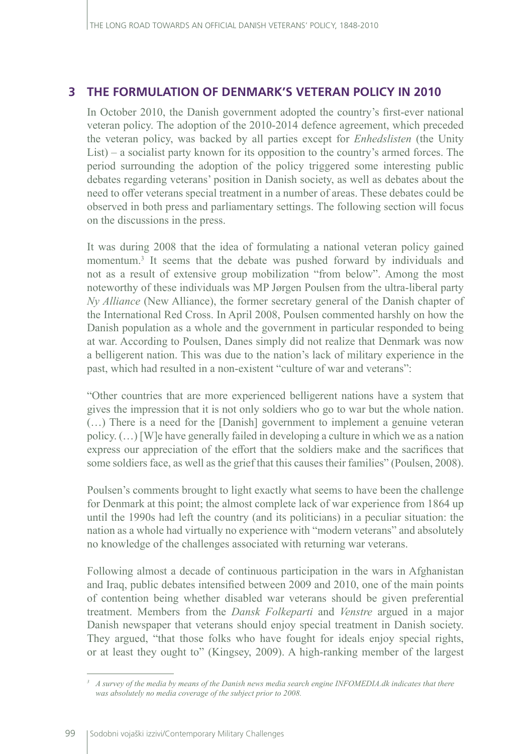## 3 THE FORMULATION OF DENMARK'S VETERAN POLICY IN 2010

In October 2010, the Danish government adopted the country's first-ever national veteran policy. The adoption of the 2010-2014 defence agreement, which preceded the veteran policy, was backed by all parties except for *Enhedslisten* (the Unity List) – a socialist party known for its opposition to the country's armed forces. The period surrounding the adoption of the policy triggered some interesting public debates regarding veterans' position in Danish society, as well as debates about the need to offer veterans special treatment in a number of areas. These debates could be observed in both press and parliamentary settings. The following section will focus on the discussions in the press.

It was during 2008 that the idea of formulating a national veteran policy gained momentum.[3] It seems that the debate was pushed forward by individuals and not as a result of extensive group mobilization "from below". Among the most noteworthy of these individuals was MP Jørgen Poulsen from the ultra-liberal party *Ny Alliance* (New Alliance), the former secretary general of the Danish chapter of the International Red Cross. In April 2008, Poulsen commented harshly on how the Danish population as a whole and the government in particular responded to being at war. According to Poulsen, Danes simply did not realize that Denmark was now a belligerent nation. This was due to the nation's lack of military experience in the past, which had resulted in a non-existent "culture of war and veterans":

"Other countries that are more experienced belligerent nations have a system that gives the impression that it is not only soldiers who go to war but the whole nation. (…) There is a need for the [Danish] government to implement a genuine veteran policy. (…) [W]e have generally failed in developing a culture in which we as a nation express our appreciation of the effort that the soldiers make and the sacrifices that some soldiers face, as well as the grief that this causes their families" (Poulsen, 2008).

Poulsen's comments brought to light exactly what seems to have been the challenge for Denmark at this point; the almost complete lack of war experience from 1864 up until the 1990s had left the country (and its politicians) in a peculiar situation: the nation as a whole had virtually no experience with "modern veterans" and absolutely no knowledge of the challenges associated with returning war veterans.

Following almost a decade of continuous participation in the wars in Afghanistan and Iraq, public debates intensified between 2009 and 2010, one of the main points of contention being whether disabled war veterans should be given preferential treatment. Members from the *Dansk Folkeparti* and *Venstre* argued in a major Danish newspaper that veterans should enjoy special treatment in Danish society. They argued, "that those folks who have fought for ideals enjoy special rights, or at least they ought to" (Kingsey, 2009). A high-ranking member of the largest

[3] *A survey of the media by means of the Danish news media search engine INFOMEDIA.dk indicates that there was absolutely no media coverage of the subject prior to 2008.*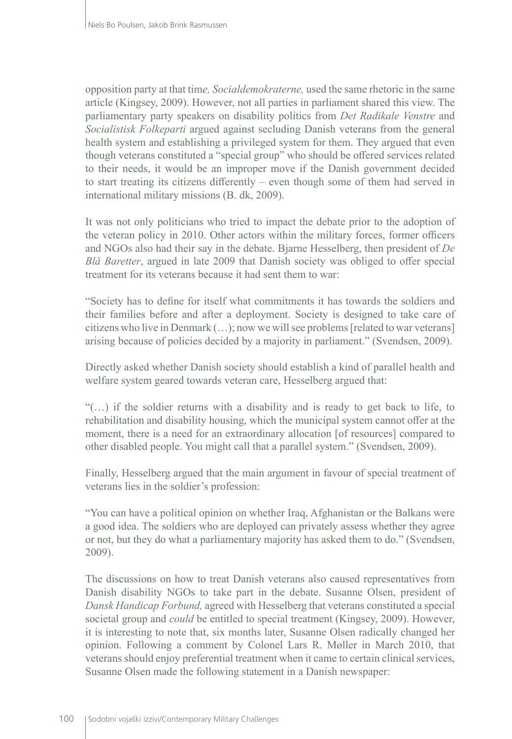opposition party at that tim*e, Socialdemokraterne,* used the same rhetoric in the same article (Kingsey, 2009). However, not all parties in parliament shared this view. The parliamentary party speakers on disability politics from *Det Radikale Venstre* and *Socialistisk Folkeparti* argued against secluding Danish veterans from the general health system and establishing a privileged system for them. They argued that even though veterans constituted a "special group" who should be offered services related to their needs, it would be an improper move if the Danish government decided to start treating its citizens differently – even though some of them had served in international military missions (B. dk, 2009).

It was not only politicians who tried to impact the debate prior to the adoption of the veteran policy in 2010. Other actors within the military forces, former officers and NGOs also had their say in the debate. Bjarne Hesselberg, then president of *De Blå Baretter*, argued in late 2009 that Danish society was obliged to offer special treatment for its veterans because it had sent them to war:

"Society has to define for itself what commitments it has towards the soldiers and their families before and after a deployment. Society is designed to take care of citizens who live in Denmark (…); now we will see problems [related to war veterans] arising because of policies decided by a majority in parliament." (Svendsen, 2009).

Directly asked whether Danish society should establish a kind of parallel health and welfare system geared towards veteran care, Hesselberg argued that:

"(…) if the soldier returns with a disability and is ready to get back to life, to rehabilitation and disability housing, which the municipal system cannot offer at the moment, there is a need for an extraordinary allocation [of resources] compared to other disabled people. You might call that a parallel system." (Svendsen, 2009).

Finally, Hesselberg argued that the main argument in favour of special treatment of veterans lies in the soldier's profession:

"You can have a political opinion on whether Iraq, Afghanistan or the Balkans were a good idea. The soldiers who are deployed can privately assess whether they agree or not, but they do what a parliamentary majority has asked them to do." (Svendsen, 2009).

The discussions on how to treat Danish veterans also caused representatives from Danish disability NGOs to take part in the debate. Susanne Olsen, president of *Dansk Handicap Forbund,* agreed with Hesselberg that veterans constituted a special societal group and *could* be entitled to special treatment (Kingsey, 2009). However, it is interesting to note that, six months later, Susanne Olsen radically changed her opinion. Following a comment by Colonel Lars R. Møller in March 2010, that veterans should enjoy preferential treatment when it came to certain clinical services, Susanne Olsen made the following statement in a Danish newspaper: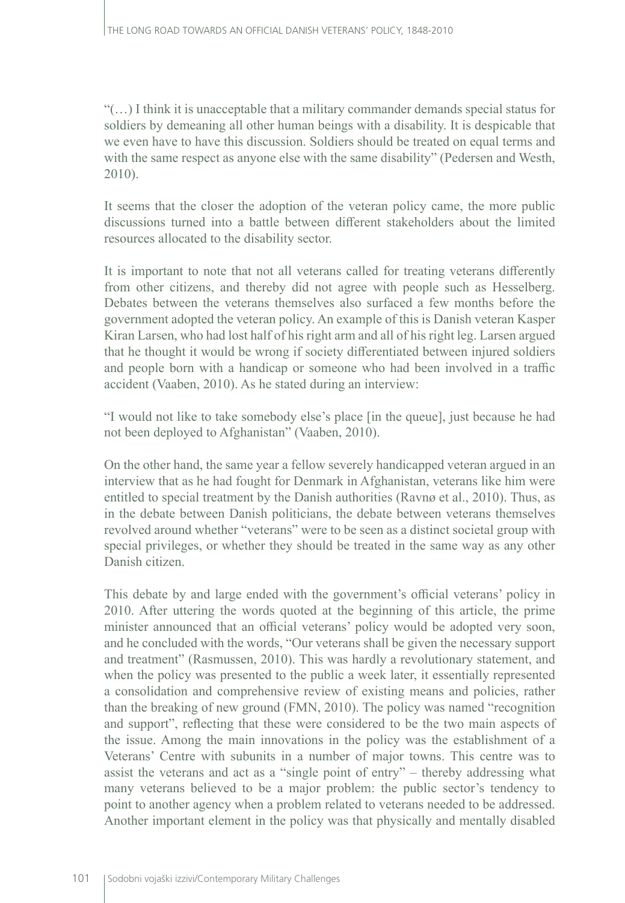"(…) I think it is unacceptable that a military commander demands special status for soldiers by demeaning all other human beings with a disability. It is despicable that we even have to have this discussion. Soldiers should be treated on equal terms and with the same respect as anyone else with the same disability" (Pedersen and Westh, 2010).

It seems that the closer the adoption of the veteran policy came, the more public discussions turned into a battle between different stakeholders about the limited resources allocated to the disability sector.

It is important to note that not all veterans called for treating veterans differently from other citizens, and thereby did not agree with people such as Hesselberg. Debates between the veterans themselves also surfaced a few months before the government adopted the veteran policy. An example of this is Danish veteran Kasper Kiran Larsen, who had lost half of his right arm and all of his right leg. Larsen argued that he thought it would be wrong if society differentiated between injured soldiers and people born with a handicap or someone who had been involved in a traffic accident (Vaaben, 2010). As he stated during an interview:

"I would not like to take somebody else's place [in the queue], just because he had not been deployed to Afghanistan" (Vaaben, 2010).

On the other hand, the same year a fellow severely handicapped veteran argued in an interview that as he had fought for Denmark in Afghanistan, veterans like him were entitled to special treatment by the Danish authorities (Ravnø et al., 2010). Thus, as in the debate between Danish politicians, the debate between veterans themselves revolved around whether "veterans" were to be seen as a distinct societal group with special privileges, or whether they should be treated in the same way as any other Danish citizen.

This debate by and large ended with the government's official veterans' policy in 2010. After uttering the words quoted at the beginning of this article, the prime minister announced that an official veterans' policy would be adopted very soon, and he concluded with the words, "Our veterans shall be given the necessary support and treatment" (Rasmussen, 2010). This was hardly a revolutionary statement, and when the policy was presented to the public a week later, it essentially represented a consolidation and comprehensive review of existing means and policies, rather than the breaking of new ground (FMN, 2010). The policy was named "recognition and support", reflecting that these were considered to be the two main aspects of the issue. Among the main innovations in the policy was the establishment of a Veterans' Centre with subunits in a number of major towns. This centre was to assist the veterans and act as a "single point of entry" – thereby addressing what many veterans believed to be a major problem: the public sector's tendency to point to another agency when a problem related to veterans needed to be addressed. Another important element in the policy was that physically and mentally disabled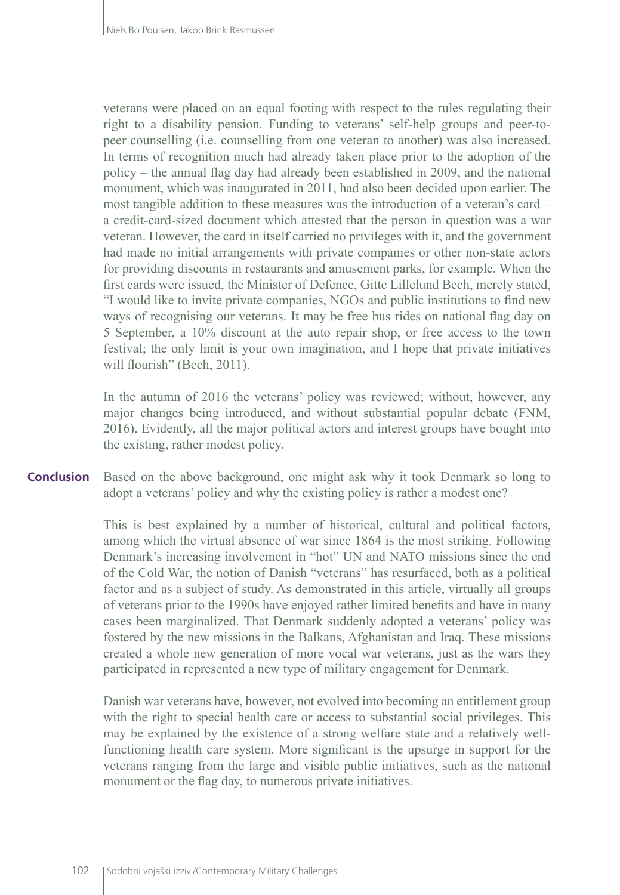veterans were placed on an equal footing with respect to the rules regulating their right to a disability pension. Funding to veterans' self-help groups and peer-to-peer counselling (i.e. counselling from one veteran to another) was also increased. In terms of recognition much had already taken place prior to the adoption of the policy – the annual flag day had already been established in 2009, and the national monument, which was inaugurated in 2011, had also been decided upon earlier. The most tangible addition to these measures was the introduction of a veteran's card – a credit-card-sized document which attested that the person in question was a war veteran. However, the card in itself carried no privileges with it, and the government had made no initial arrangements with private companies or other non-state actors for providing discounts in restaurants and amusement parks, for example. When the first cards were issued, the Minister of Defence, Gitte Lillelund Bech, merely stated, "I would like to invite private companies, NGOs and public institutions to find new ways of recognising our veterans. It may be free bus rides on national flag day on 5 September, a 10% discount at the auto repair shop, or free access to the town festival; the only limit is your own imagination, and I hope that private initiatives will flourish" (Bech, 2011).

In the autumn of 2016 the veterans' policy was reviewed; without, however, any major changes being introduced, and without substantial popular debate (FNM, 2016). Evidently, all the major political actors and interest groups have bought into the existing, rather modest policy.

## Conclusion

Based on the above background, one might ask why it took Denmark so long to adopt a veterans' policy and why the existing policy is rather a modest one?

This is best explained by a number of historical, cultural and political factors, among which the virtual absence of war since 1864 is the most striking. Following Denmark's increasing involvement in "hot" UN and NATO missions since the end of the Cold War, the notion of Danish "veterans" has resurfaced, both as a political factor and as a subject of study. As demonstrated in this article, virtually all groups of veterans prior to the 1990s have enjoyed rather limited benefits and have in many cases been marginalized. That Denmark suddenly adopted a veterans' policy was fostered by the new missions in the Balkans, Afghanistan and Iraq. These missions created a whole new generation of more vocal war veterans, just as the wars they participated in represented a new type of military engagement for Denmark.

Danish war veterans have, however, not evolved into becoming an entitlement group with the right to special health care or access to substantial social privileges. This may be explained by the existence of a strong welfare state and a relatively well-functioning health care system. More significant is the upsurge in support for the veterans ranging from the large and visible public initiatives, such as the national monument or the flag day, to numerous private initiatives.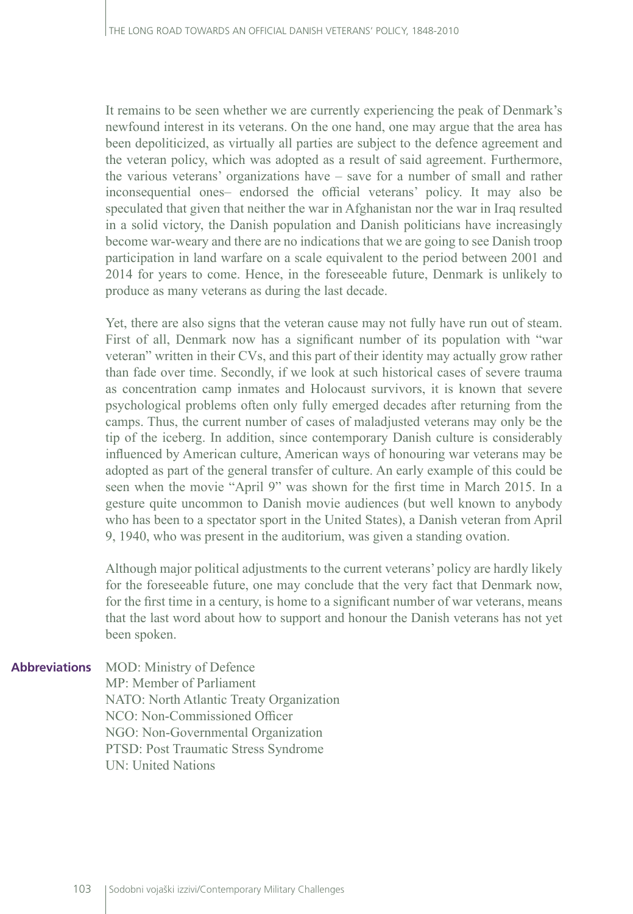It remains to be seen whether we are currently experiencing the peak of Denmark's newfound interest in its veterans. On the one hand, one may argue that the area has been depoliticized, as virtually all parties are subject to the defence agreement and the veteran policy, which was adopted as a result of said agreement. Furthermore, the various veterans' organizations have – save for a number of small and rather inconsequential ones– endorsed the official veterans' policy. It may also be speculated that given that neither the war in Afghanistan nor the war in Iraq resulted in a solid victory, the Danish population and Danish politicians have increasingly become war-weary and there are no indications that we are going to see Danish troop participation in land warfare on a scale equivalent to the period between 2001 and 2014 for years to come. Hence, in the foreseeable future, Denmark is unlikely to produce as many veterans as during the last decade.

Yet, there are also signs that the veteran cause may not fully have run out of steam. First of all, Denmark now has a significant number of its population with "war veteran" written in their CVs, and this part of their identity may actually grow rather than fade over time. Secondly, if we look at such historical cases of severe trauma as concentration camp inmates and Holocaust survivors, it is known that severe psychological problems often only fully emerged decades after returning from the camps. Thus, the current number of cases of maladjusted veterans may only be the tip of the iceberg. In addition, since contemporary Danish culture is considerably influenced by American culture, American ways of honouring war veterans may be adopted as part of the general transfer of culture. An early example of this could be seen when the movie "April 9" was shown for the first time in March 2015. In a gesture quite uncommon to Danish movie audiences (but well known to anybody who has been to a spectator sport in the United States), a Danish veteran from April 9, 1940, who was present in the auditorium, was given a standing ovation.

Although major political adjustments to the current veterans' policy are hardly likely for the foreseeable future, one may conclude that the very fact that Denmark now, for the first time in a century, is home to a significant number of war veterans, means that the last word about how to support and honour the Danish veterans has not yet been spoken.

**Abbreviations**

MOD: Ministry of Defence
MP: Member of Parliament
NATO: North Atlantic Treaty Organization
NCO: Non-Commissioned Officer
NGO: Non-Governmental Organization
PTSD: Post Traumatic Stress Syndrome
UN: United Nations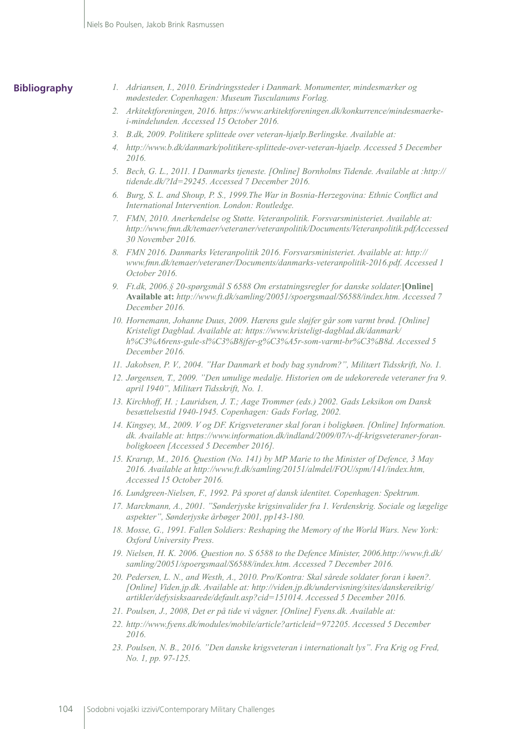## Bibliography

1. *Adriansen, I., 2010. Erindringssteder i Danmark. Monumenter, mindesmærker og mødesteder. Copenhagen: Museum Tusculanums Forlag.*
2. *Arkitektforeningen, 2016. https://www.arkitektforeningen.dk/konkurrence/mindesmaerke-i-mindelunden. Accessed 15 October 2016.*
3. *B.dk, 2009. Politikere splittede over veteran-hjælp.Berlingske. Available at:*
4. *http://www.b.dk/danmark/politikere-splittede-over-veteran-hjaelp. Accessed 5 December 2016.*
5. *Bech, G. L., 2011. I Danmarks tjeneste. [Online] Bornholms Tidende. Available at :http://tidende.dk/?Id=29245. Accessed 7 December 2016.*
6. *Burg, S. L. and Shoup, P. S., 1999.The War in Bosnia-Herzegovina: Ethnic Conflict and International Intervention. London: Routledge.*
7. *FMN, 2010. Anerkendelse og Støtte. Veteranpolitik. Forsvarsministeriet. Available at: http://www.fmn.dk/temaer/veteraner/veteranpolitik/Documents/Veteranpolitik.pdfAccessed 30 November 2016.*
8. *FMN 2016. Danmarks Veteranpolitik 2016. Forsvarsministeriet. Available at: http://www.fmn.dk/temaer/veteraner/Documents/danmarks-veteranpolitik-2016.pdf. Accessed 1 October 2016.*
9. *Ft.dk, 2006.§ 20-spørgsmål S 6588 Om erstatningsregler for danske soldater.* **[Online] Available at:** *http://www.ft.dk/samling/20051/spoergsmaal/S6588/index.htm. Accessed 7 December 2016.*
10. *Hornemann, Johanne Duus, 2009. Hærens gule sløjfer går som varmt brød. [Online] Kristeligt Dagblad. Available at: https://www.kristeligt-dagblad.dk/danmark/h%C3%A6rens-gule-sl%C3%B8jfer-g%C3%A5r-som-varmt-br%C3%B8d. Accessed 5 December 2016.*
11. *Jakobsen, P. V., 2004. "Har Danmark et body bag syndrom?", Militært Tidsskrift, No. 1.*
12. *Jørgensen, T., 2009. "Den umulige medalje. Historien om de udekorerede veteraner fra 9. april 1940", Militært Tidsskrift, No. 1.*
13. *Kirchhoff, H. ; Lauridsen, J. T.; Aage Trommer (eds.) 2002. Gads Leksikon om Dansk besættelsestid 1940-1945. Copenhagen: Gads Forlag, 2002.*
14. *Kingsey, M., 2009. V og DF. Krigsveteraner skal foran i boligkøen. [Online] Information.dk. Available at: https://www.information.dk/indland/2009/07/v-df-krigsveteraner-foran-boligkoeen [Accessed 5 December 2016].*
15. *Krarup, M., 2016. Question (No. 141) by MP Marie to the Minister of Defence, 3 May 2016. Available at http://www.ft.dk/samling/20151/almdel/FOU/spm/141/index.htm, Accessed 15 October 2016.*
16. *Lundgreen-Nielsen, F., 1992. På sporet af dansk identitet. Copenhagen: Spektrum.*
17. *Marckmann, A., 2001. "Sønderjyske krigsinvalider fra 1. Verdenskrig. Sociale og lægelige aspekter", Sønderjyske årbøger 2001, pp143-180.*
18. *Mosse, G., 1991. Fallen Soldiers: Reshaping the Memory of the World Wars. New York: Oxford University Press.*
19. *Nielsen, H. K. 2006. Question no. S 6588 to the Defence Minister, 2006.http://www.ft.dk/samling/20051/spoergsmaal/S6588/index.htm. Accessed 7 December 2016.*
20. *Pedersen, L. N., and Westh, A., 2010. Pro/Kontra: Skal sårede soldater foran i køen?. [Online] Viden.jp.dk. Available at: http://viden.jp.dk/undervisning/sites/danskereikrig/artikler/defysisksaarede/default.asp?cid=151014. Accessed 5 December 2016.*
21. *Poulsen, J., 2008, Det er på tide vi vågner. [Online] Fyens.dk. Available at:*
22. *http://www.fyens.dk/modules/mobile/article?articleid=972205. Accessed 5 December 2016.*
23. *Poulsen, N. B., 2016. "Den danske krigsveteran i internationalt lys". Fra Krig og Fred, No. 1, pp. 97-125.*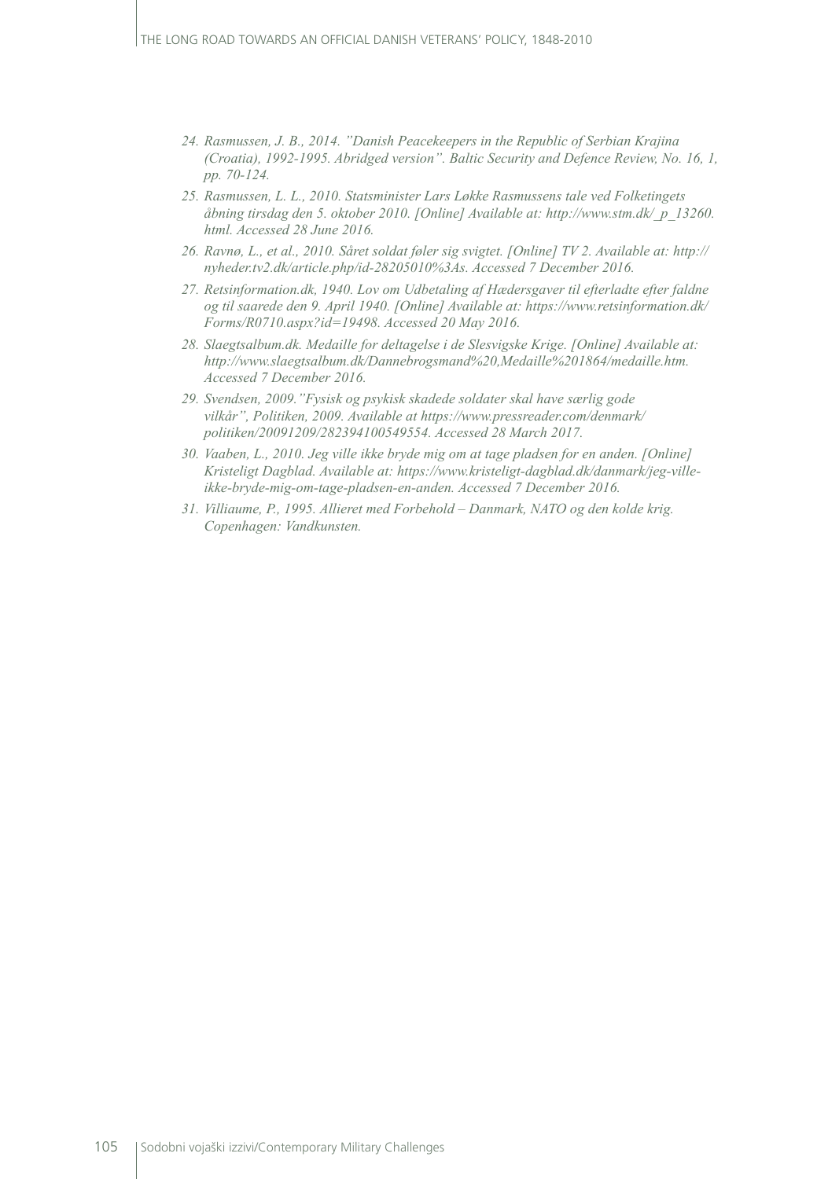24. *Rasmussen, J. B., 2014. "Danish Peacekeepers in the Republic of Serbian Krajina (Croatia), 1992-1995. Abridged version". Baltic Security and Defence Review, No. 16, 1, pp. 70-124.*
25. *Rasmussen, L. L., 2010. Statsminister Lars Løkke Rasmussens tale ved Folketingets åbning tirsdag den 5. oktober 2010. [Online] Available at: http://www.stm.dk/_p_13260.html. Accessed 28 June 2016.*
26. *Ravnø, L., et al., 2010. Såret soldat føler sig svigtet. [Online] TV 2. Available at: http://nyheder.tv2.dk/article.php/id-28205010%3As. Accessed 7 December 2016.*
27. *Retsinformation.dk, 1940. Lov om Udbetaling af Hædersgaver til efterladte efter faldne og til saarede den 9. April 1940. [Online] Available at: https://www.retsinformation.dk/Forms/R0710.aspx?id=19498. Accessed 20 May 2016.*
28. *Slaegtsalbum.dk. Medaille for deltagelse i de Slesvigske Krige. [Online] Available at: http://www.slaegtsalbum.dk/Dannebrogsmand%20,Medaille%201864/medaille.htm. Accessed 7 December 2016.*
29. *Svendsen, 2009."Fysisk og psykisk skadede soldater skal have særlig gode vilkår", Politiken, 2009. Available at https://www.pressreader.com/denmark/politiken/20091209/282394100549554. Accessed 28 March 2017.*
30. *Vaaben, L., 2010. Jeg ville ikke bryde mig om at tage pladsen for en anden. [Online] Kristeligt Dagblad. Available at: https://www.kristeligt-dagblad.dk/danmark/jeg-ville-ikke-bryde-mig-om-at-tage-pladsen-en-anden. Accessed 7 December 2016.*
31. *Villiaume, P., 1995. Allieret med Forbehold – Danmark, NATO og den kolde krig. Copenhagen: Vandkunsten.*